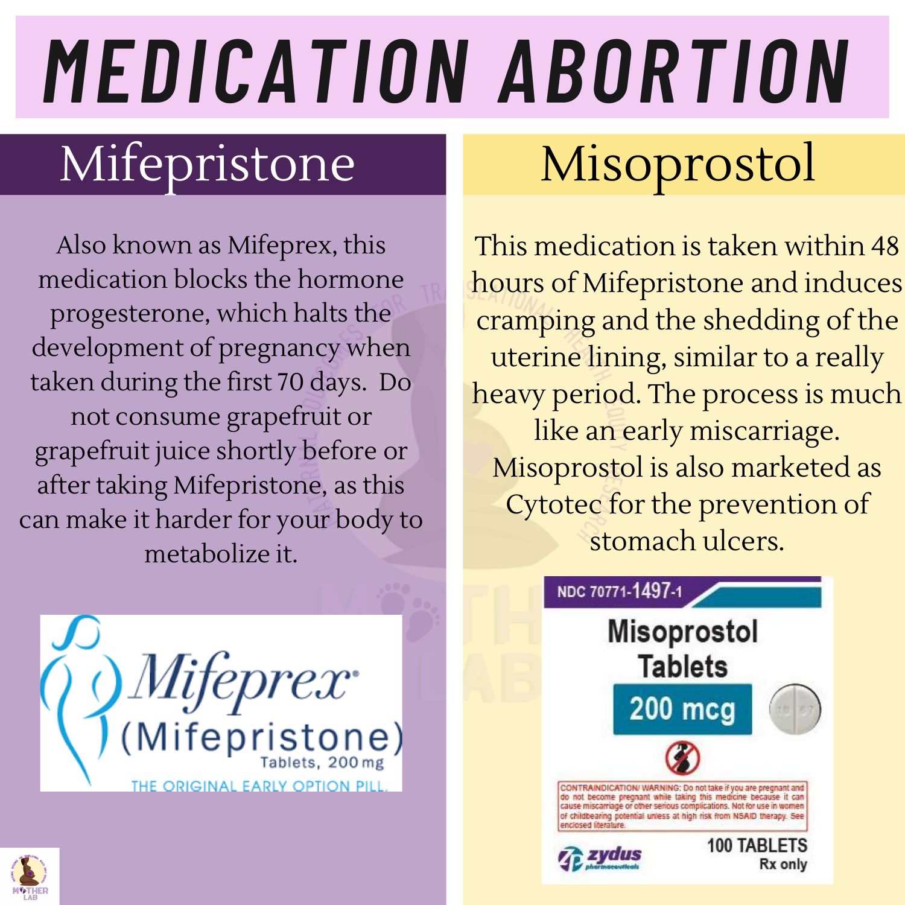# MEDICATION ABORTION

## Mifepristone

Also known as Mifeprex, this medication blocks the hormone progesterone, which halts the development of pregnancy when taken during the first 70 days. Do not consume grapefruit or grapefruit juice shortly before or after taking Mifepristone, as this can make it harder for your body to metabolize it.

Mifeprex® (Mifepristone) Tablets, 200 mg

THE ORIGINAL EARLY OPTION PILL.

## Misoprostol

This medication is taken within 48 hours of Mifepristone and induces cramping and the shedding of the uterine lining, similar to a really heavy period. The process is much like an early miscarriage. Misoprostol is also marketed as Cytotec for the prevention of stomach ulcers.

NDC 70771-1497-1

Misoprostol Tablets

200 mcg

CONTRAINDICATION/ WARNING: Do not take if you are pregnant and do not become pregnant while taking this medicine because it can cause miscarriage or other serious complications. Not for use in women of childbearing potential unless at high risk from NSAID therapy. See enclosed literature.

zydus pharmaceuticals

100 TABLETS

Rx only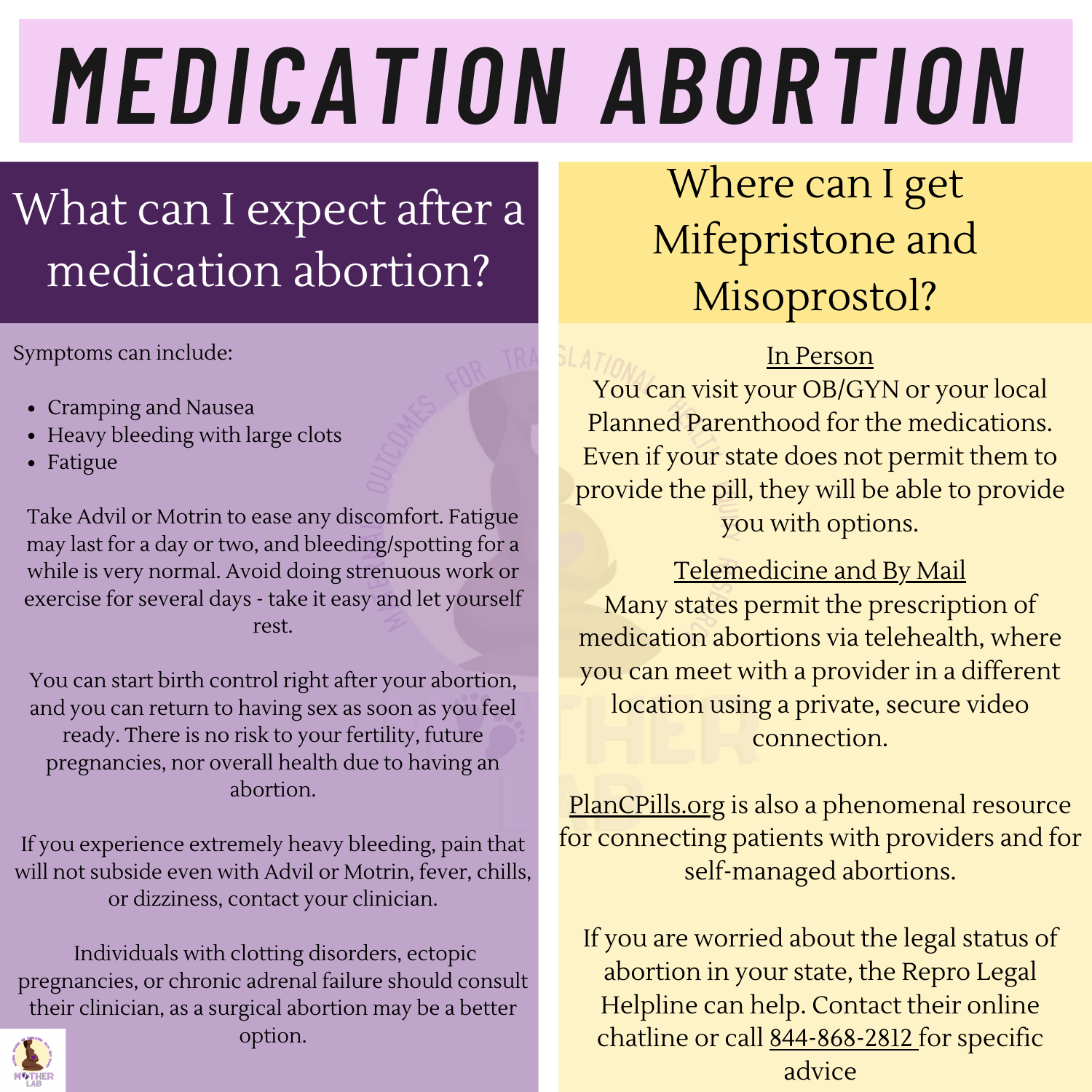# MEDICATION ABORTION

## What can I expect after a medication abortion?

Symptoms can include:

- Cramping and Nausea
- Heavy bleeding with large clots
- Fatigue

Take Advil or Motrin to ease any discomfort. Fatigue may last for a day or two, and bleeding/spotting for a while is very normal. Avoid doing strenuous work or exercise for several days - take it easy and let yourself rest.

You can start birth control right after your abortion, and you can return to having sex as soon as you feel ready. There is no risk to your fertility, future pregnancies, nor overall health due to having an abortion.

If you experience extremely heavy bleeding, pain that will not subside even with Advil or Motrin, fever, chills, or dizziness, contact your clinician.

Individuals with clotting disorders, ectopic pregnancies, or chronic adrenal failure should consult their clinician, as a surgical abortion may be a better option.

## Where can I get Mifepristone and Misoprostol?

In Person

You can visit your OB/GYN or your local Planned Parenthood for the medications. Even if your state does not permit them to provide the pill, they will be able to provide you with options.

Telemedicine and By Mail

Many states permit the prescription of medication abortions via telehealth, where you can meet with a provider in a different location using a private, secure video connection.

PlanCPills.org is also a phenomenal resource for connecting patients with providers and for self-managed abortions.

If you are worried about the legal status of abortion in your state, the Repro Legal Helpline can help. Contact their online chatline or call 844-868-2812 for specific advice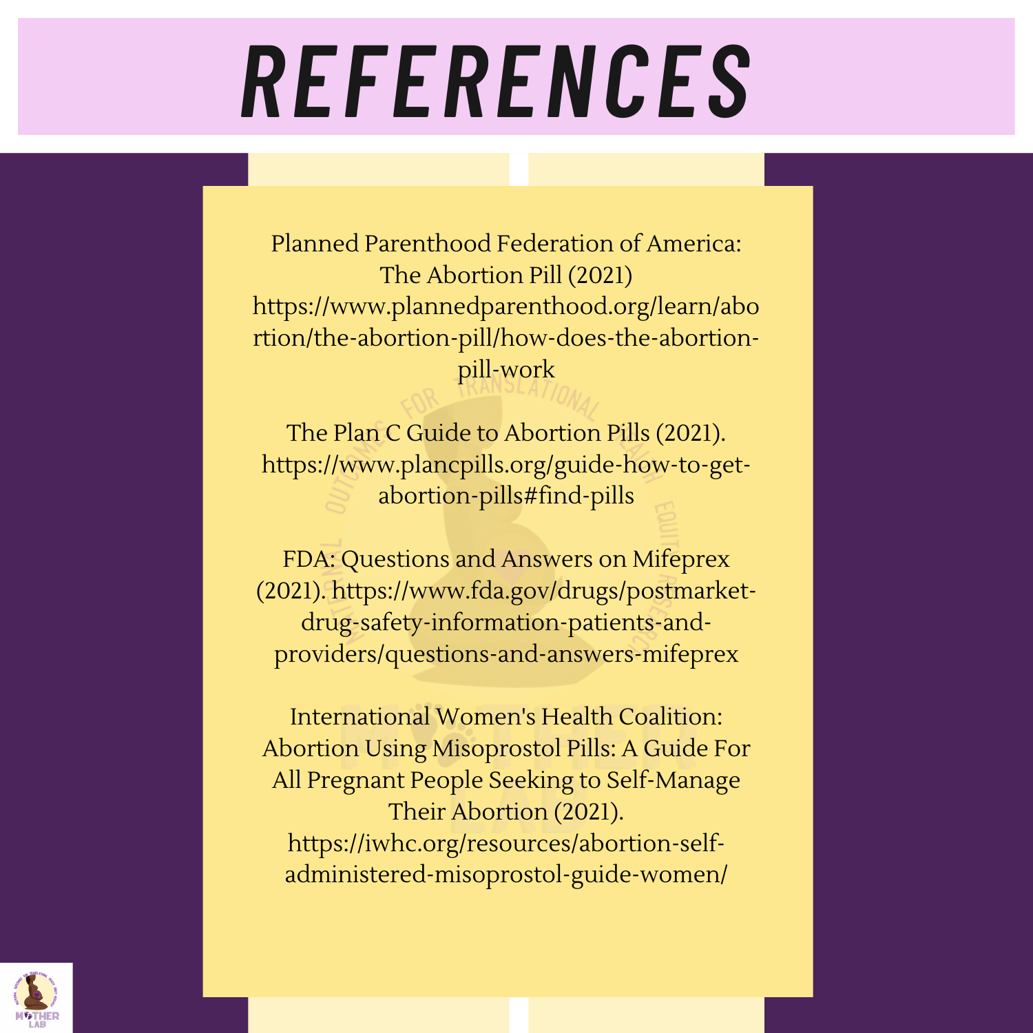# REFERENCES

Planned Parenthood Federation of America: The Abortion Pill (2021) https://www.plannedparenthood.org/learn/abortion/the-abortion-pill/how-does-the-abortion-pill-work

The Plan C Guide to Abortion Pills (2021). https://www.plancpills.org/guide-how-to-get-abortion-pills#find-pills

FDA: Questions and Answers on Mifeprex (2021). https://www.fda.gov/drugs/postmarket-drug-safety-information-patients-and-providers/questions-and-answers-mifeprex

International Women's Health Coalition: Abortion Using Misoprostol Pills: A Guide For All Pregnant People Seeking to Self-Manage Their Abortion (2021). https://iwhc.org/resources/abortion-self-administered-misoprostol-guide-women/